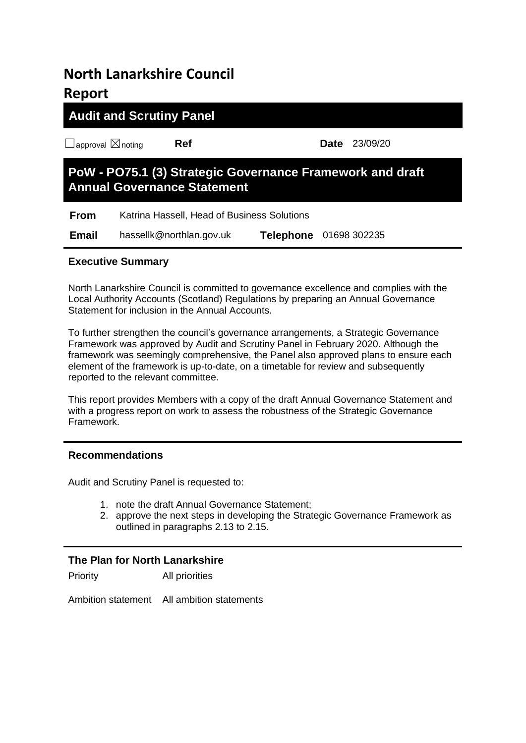# North Lanarkshire Council

# Report

## Audit and Scrutiny Panel

☐approval ☒noting **Ref** **Date** 23/09/20

## PoW - PO75.1 (3) Strategic Governance Framework and draft Annual Governance Statement

| | |
|---|---|
| **From** | Katrina Hassell, Head of Business Solutions |
| **Email** | hassellk@northlan.gov.uk **Telephone** 01698 302235 |

### Executive Summary

North Lanarkshire Council is committed to governance excellence and complies with the Local Authority Accounts (Scotland) Regulations by preparing an Annual Governance Statement for inclusion in the Annual Accounts.

To further strengthen the council's governance arrangements, a Strategic Governance Framework was approved by Audit and Scrutiny Panel in February 2020. Although the framework was seemingly comprehensive, the Panel also approved plans to ensure each element of the framework is up-to-date, on a timetable for review and subsequently reported to the relevant committee.

This report provides Members with a copy of the draft Annual Governance Statement and with a progress report on work to assess the robustness of the Strategic Governance Framework.

### Recommendations

Audit and Scrutiny Panel is requested to:

1. note the draft Annual Governance Statement;
2. approve the next steps in developing the Strategic Governance Framework as outlined in paragraphs 2.13 to 2.15.

### The Plan for North Lanarkshire

Priority All priorities

Ambition statement All ambition statements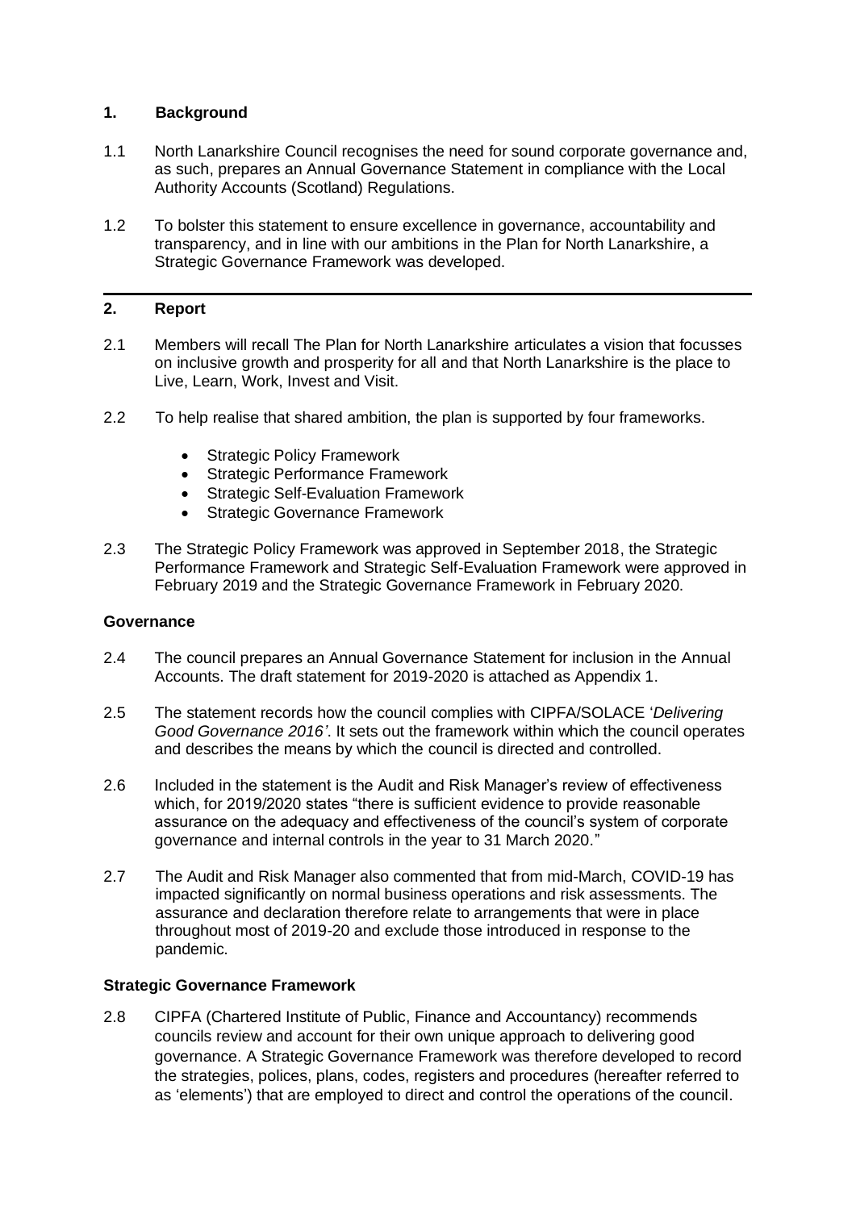## 1. Background

1.1 North Lanarkshire Council recognises the need for sound corporate governance and, as such, prepares an Annual Governance Statement in compliance with the Local Authority Accounts (Scotland) Regulations.

1.2 To bolster this statement to ensure excellence in governance, accountability and transparency, and in line with our ambitions in the Plan for North Lanarkshire, a Strategic Governance Framework was developed.

---

## 2. Report

2.1 Members will recall The Plan for North Lanarkshire articulates a vision that focusses on inclusive growth and prosperity for all and that North Lanarkshire is the place to Live, Learn, Work, Invest and Visit.

2.2 To help realise that shared ambition, the plan is supported by four frameworks.

- Strategic Policy Framework
- Strategic Performance Framework
- Strategic Self-Evaluation Framework
- Strategic Governance Framework

2.3 The Strategic Policy Framework was approved in September 2018, the Strategic Performance Framework and Strategic Self-Evaluation Framework were approved in February 2019 and the Strategic Governance Framework in February 2020.

### Governance

2.4 The council prepares an Annual Governance Statement for inclusion in the Annual Accounts. The draft statement for 2019-2020 is attached as Appendix 1.

2.5 The statement records how the council complies with CIPFA/SOLACE '*Delivering Good Governance 2016'*. It sets out the framework within which the council operates and describes the means by which the council is directed and controlled.

2.6 Included in the statement is the Audit and Risk Manager's review of effectiveness which, for 2019/2020 states "there is sufficient evidence to provide reasonable assurance on the adequacy and effectiveness of the council's system of corporate governance and internal controls in the year to 31 March 2020."

2.7 The Audit and Risk Manager also commented that from mid-March, COVID-19 has impacted significantly on normal business operations and risk assessments. The assurance and declaration therefore relate to arrangements that were in place throughout most of 2019-20 and exclude those introduced in response to the pandemic.

### Strategic Governance Framework

2.8 CIPFA (Chartered Institute of Public, Finance and Accountancy) recommends councils review and account for their own unique approach to delivering good governance. A Strategic Governance Framework was therefore developed to record the strategies, polices, plans, codes, registers and procedures (hereafter referred to as 'elements') that are employed to direct and control the operations of the council.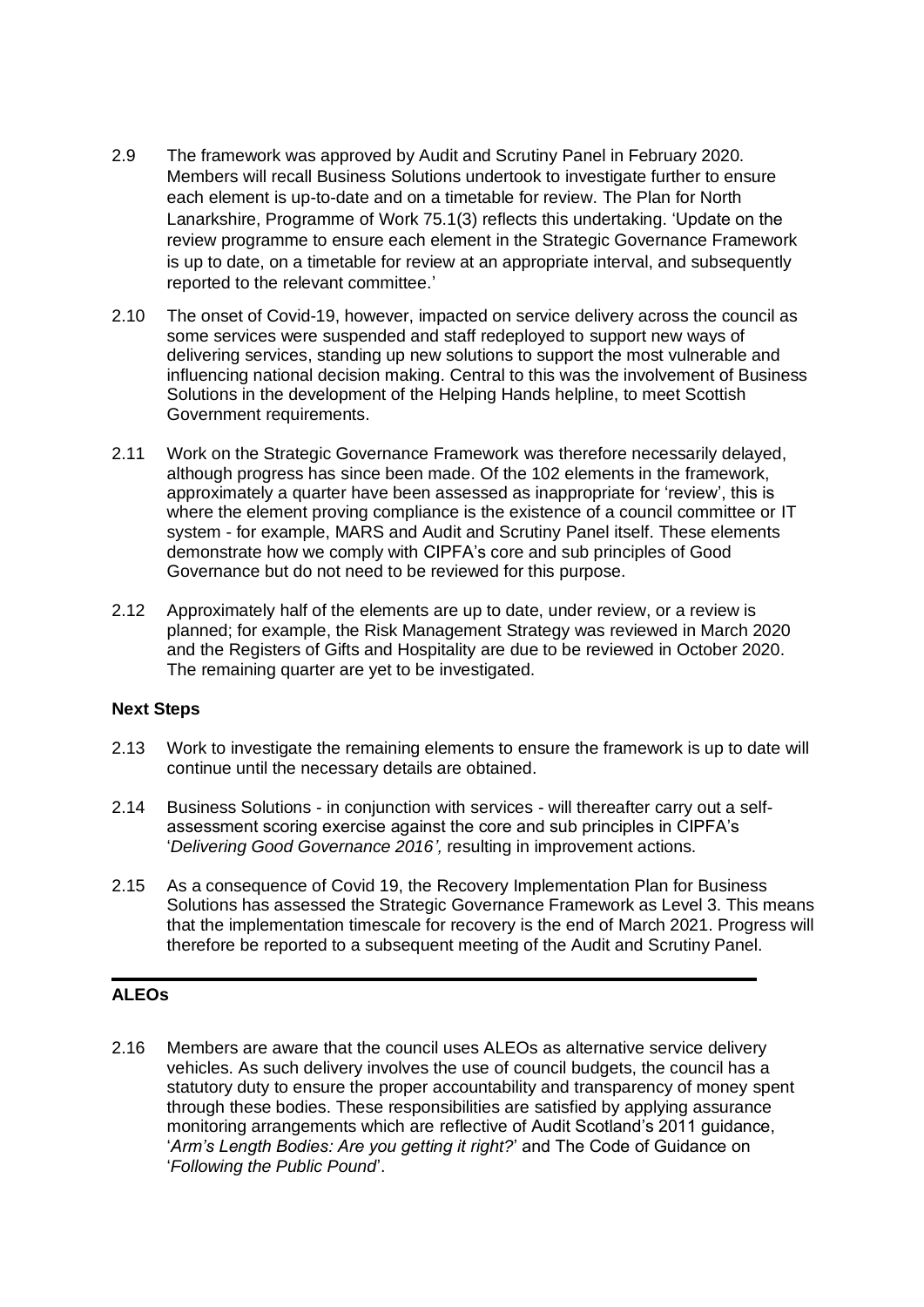2.9 The framework was approved by Audit and Scrutiny Panel in February 2020. Members will recall Business Solutions undertook to investigate further to ensure each element is up-to-date and on a timetable for review. The Plan for North Lanarkshire, Programme of Work 75.1(3) reflects this undertaking. 'Update on the review programme to ensure each element in the Strategic Governance Framework is up to date, on a timetable for review at an appropriate interval, and subsequently reported to the relevant committee.'

2.10 The onset of Covid-19, however, impacted on service delivery across the council as some services were suspended and staff redeployed to support new ways of delivering services, standing up new solutions to support the most vulnerable and influencing national decision making. Central to this was the involvement of Business Solutions in the development of the Helping Hands helpline, to meet Scottish Government requirements.

2.11 Work on the Strategic Governance Framework was therefore necessarily delayed, although progress has since been made. Of the 102 elements in the framework, approximately a quarter have been assessed as inappropriate for 'review', this is where the element proving compliance is the existence of a council committee or IT system - for example, MARS and Audit and Scrutiny Panel itself. These elements demonstrate how we comply with CIPFA's core and sub principles of Good Governance but do not need to be reviewed for this purpose.

2.12 Approximately half of the elements are up to date, under review, or a review is planned; for example, the Risk Management Strategy was reviewed in March 2020 and the Registers of Gifts and Hospitality are due to be reviewed in October 2020. The remaining quarter are yet to be investigated.

**Next Steps**

2.13 Work to investigate the remaining elements to ensure the framework is up to date will continue until the necessary details are obtained.

2.14 Business Solutions - in conjunction with services - will thereafter carry out a self-assessment scoring exercise against the core and sub principles in CIPFA's '*Delivering Good Governance 2016',* resulting in improvement actions.

2.15 As a consequence of Covid 19, the Recovery Implementation Plan for Business Solutions has assessed the Strategic Governance Framework as Level 3. This means that the implementation timescale for recovery is the end of March 2021. Progress will therefore be reported to a subsequent meeting of the Audit and Scrutiny Panel.

---

**ALEOs**

2.16 Members are aware that the council uses ALEOs as alternative service delivery vehicles. As such delivery involves the use of council budgets, the council has a statutory duty to ensure the proper accountability and transparency of money spent through these bodies. These responsibilities are satisfied by applying assurance monitoring arrangements which are reflective of Audit Scotland's 2011 guidance, '*Arm's Length Bodies: Are you getting it right?*' and The Code of Guidance on '*Following the Public Pound*'.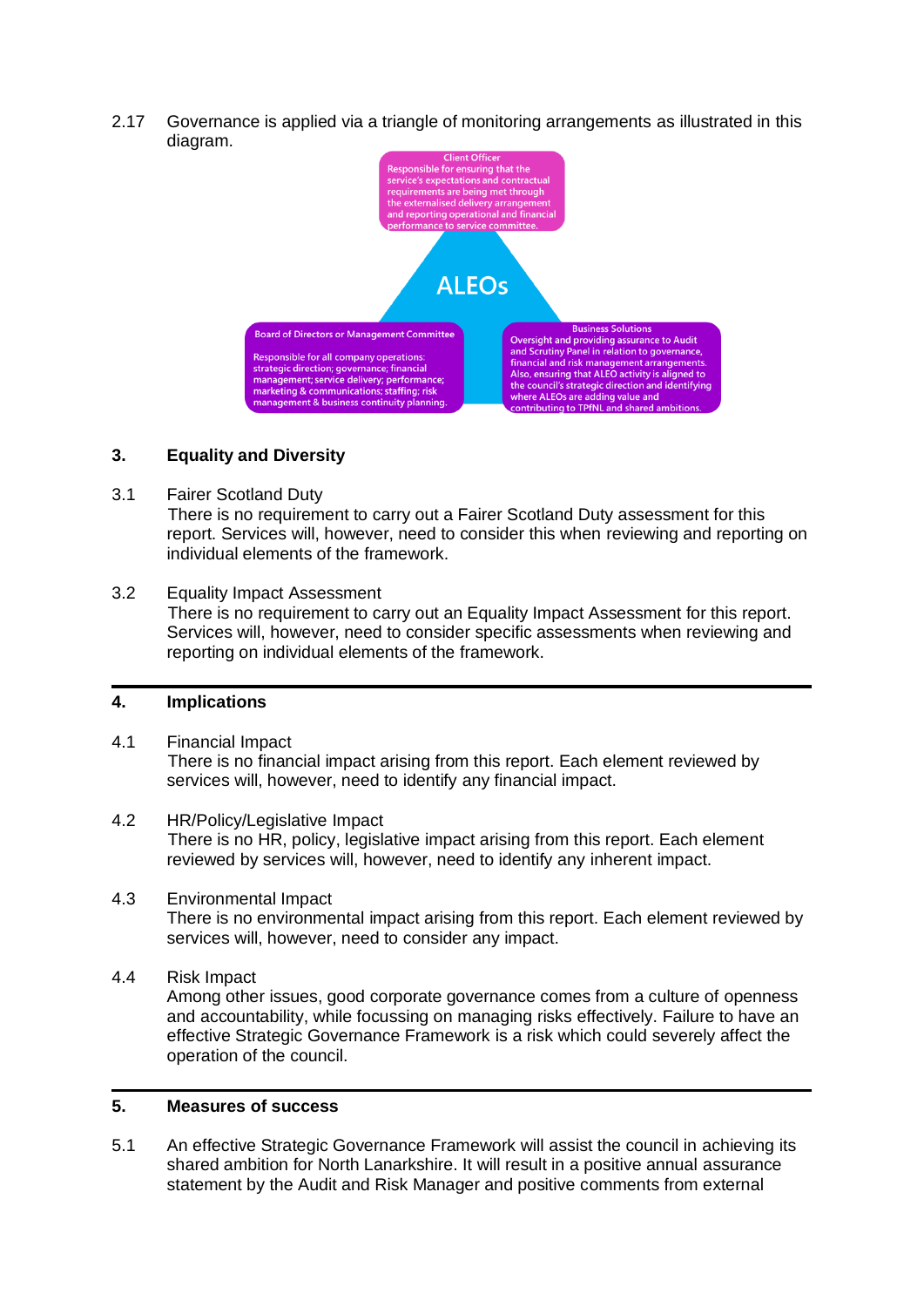2.17 Governance is applied via a triangle of monitoring arrangements as illustrated in this diagram.

**Client Officer**
Responsible for ensuring that the service's expectations and contractual requirements are being met through the externalised delivery arrangement and reporting operational and financial performance to service committee.

**ALEOs**

**Board of Directors or Management Committee**
Responsible for all company operations: strategic direction; governance; financial management; service delivery; performance; marketing & communications; staffing; risk management & business continuity planning.

**Business Solutions**
Oversight and providing assurance to Audit and Scrutiny Panel in relation to governance, financial and risk management arrangements. Also, ensuring that ALEO activity is aligned to the council's strategic direction and identifying where ALEOs are adding value and contributing to TPfNL and shared ambitions.

## 3. Equality and Diversity

3.1 Fairer Scotland Duty
There is no requirement to carry out a Fairer Scotland Duty assessment for this report. Services will, however, need to consider this when reviewing and reporting on individual elements of the framework.

3.2 Equality Impact Assessment
There is no requirement to carry out an Equality Impact Assessment for this report. Services will, however, need to consider specific assessments when reviewing and reporting on individual elements of the framework.

## 4. Implications

4.1 Financial Impact
There is no financial impact arising from this report. Each element reviewed by services will, however, need to identify any financial impact.

4.2 HR/Policy/Legislative Impact
There is no HR, policy, legislative impact arising from this report. Each element reviewed by services will, however, need to identify any inherent impact.

4.3 Environmental Impact
There is no environmental impact arising from this report. Each element reviewed by services will, however, need to consider any impact.

4.4 Risk Impact
Among other issues, good corporate governance comes from a culture of openness and accountability, while focussing on managing risks effectively. Failure to have an effective Strategic Governance Framework is a risk which could severely affect the operation of the council.

## 5. Measures of success

5.1 An effective Strategic Governance Framework will assist the council in achieving its shared ambition for North Lanarkshire. It will result in a positive annual assurance statement by the Audit and Risk Manager and positive comments from external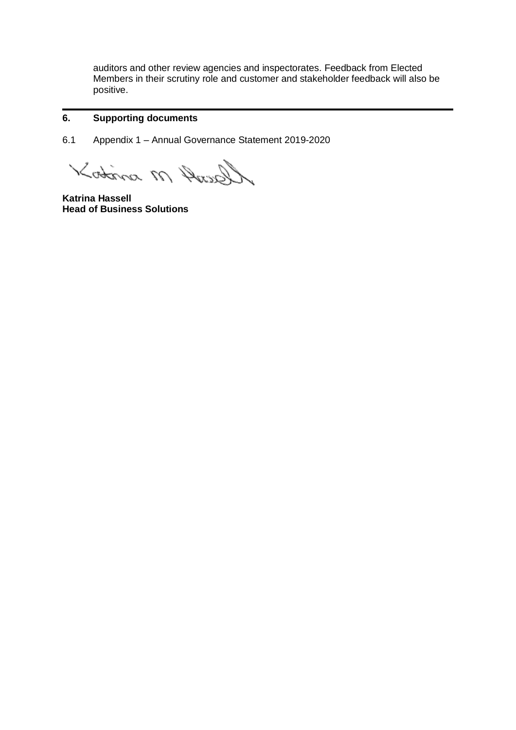auditors and other review agencies and inspectorates. Feedback from Elected Members in their scrutiny role and customer and stakeholder feedback will also be positive.

## 6. Supporting documents

6.1 Appendix 1 – Annual Governance Statement 2019-2020

**Katrina Hassell**
**Head of Business Solutions**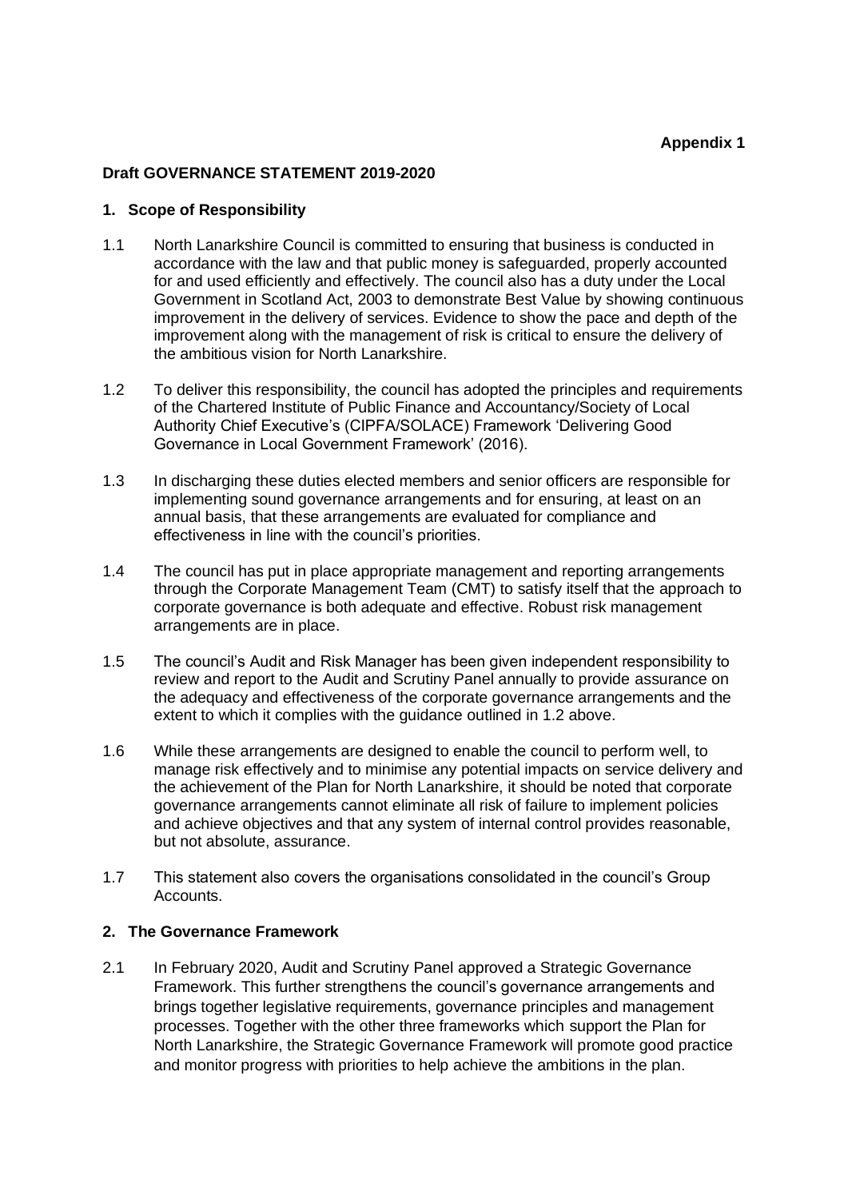**Appendix 1**

**Draft GOVERNANCE STATEMENT 2019-2020**

## 1. Scope of Responsibility

1.1 North Lanarkshire Council is committed to ensuring that business is conducted in accordance with the law and that public money is safeguarded, properly accounted for and used efficiently and effectively. The council also has a duty under the Local Government in Scotland Act, 2003 to demonstrate Best Value by showing continuous improvement in the delivery of services. Evidence to show the pace and depth of the improvement along with the management of risk is critical to ensure the delivery of the ambitious vision for North Lanarkshire.

1.2 To deliver this responsibility, the council has adopted the principles and requirements of the Chartered Institute of Public Finance and Accountancy/Society of Local Authority Chief Executive's (CIPFA/SOLACE) Framework 'Delivering Good Governance in Local Government Framework' (2016).

1.3 In discharging these duties elected members and senior officers are responsible for implementing sound governance arrangements and for ensuring, at least on an annual basis, that these arrangements are evaluated for compliance and effectiveness in line with the council's priorities.

1.4 The council has put in place appropriate management and reporting arrangements through the Corporate Management Team (CMT) to satisfy itself that the approach to corporate governance is both adequate and effective. Robust risk management arrangements are in place.

1.5 The council's Audit and Risk Manager has been given independent responsibility to review and report to the Audit and Scrutiny Panel annually to provide assurance on the adequacy and effectiveness of the corporate governance arrangements and the extent to which it complies with the guidance outlined in 1.2 above.

1.6 While these arrangements are designed to enable the council to perform well, to manage risk effectively and to minimise any potential impacts on service delivery and the achievement of the Plan for North Lanarkshire, it should be noted that corporate governance arrangements cannot eliminate all risk of failure to implement policies and achieve objectives and that any system of internal control provides reasonable, but not absolute, assurance.

1.7 This statement also covers the organisations consolidated in the council's Group Accounts.

## 2. The Governance Framework

2.1 In February 2020, Audit and Scrutiny Panel approved a Strategic Governance Framework. This further strengthens the council's governance arrangements and brings together legislative requirements, governance principles and management processes. Together with the other three frameworks which support the Plan for North Lanarkshire, the Strategic Governance Framework will promote good practice and monitor progress with priorities to help achieve the ambitions in the plan.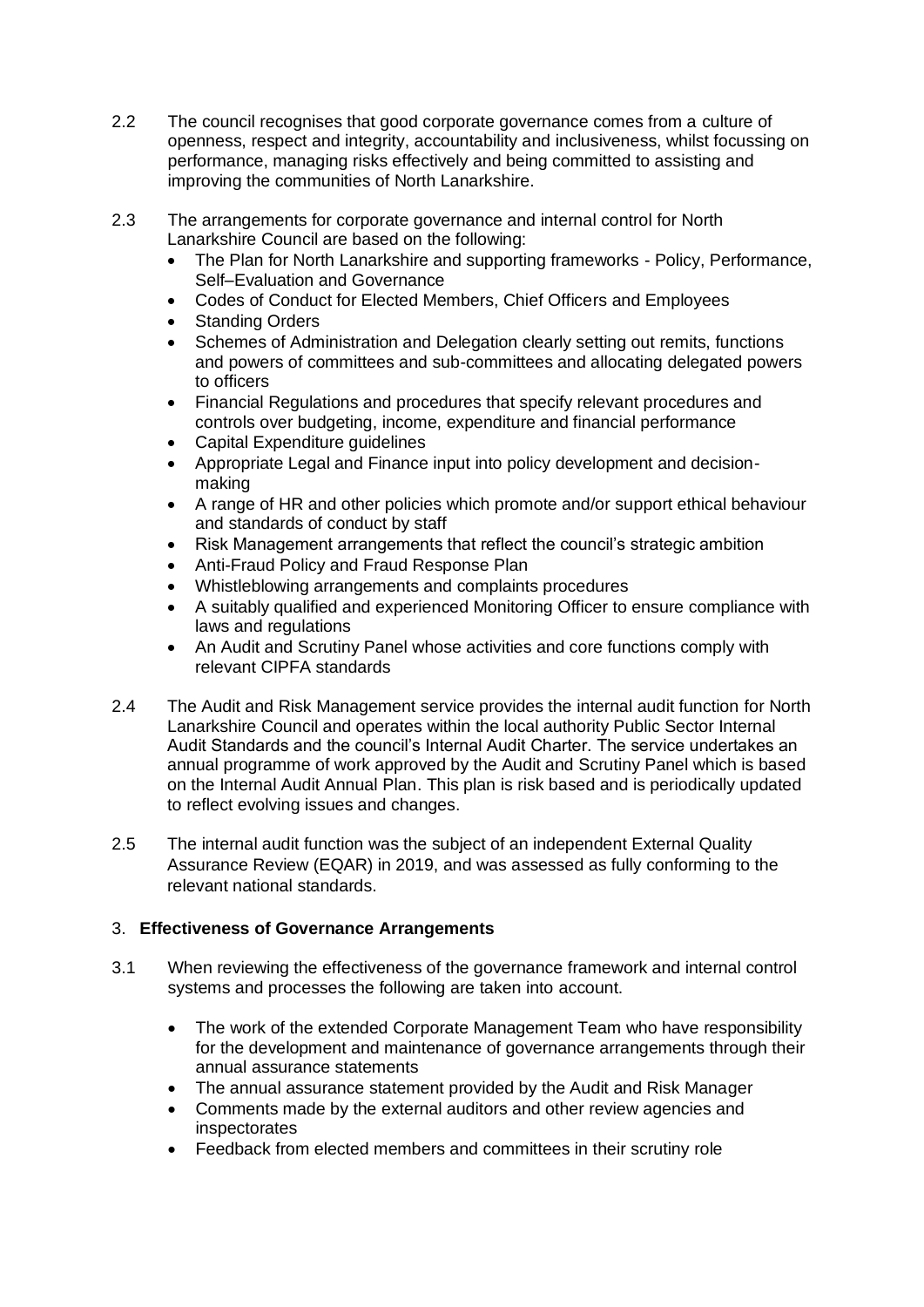2.2 The council recognises that good corporate governance comes from a culture of openness, respect and integrity, accountability and inclusiveness, whilst focussing on performance, managing risks effectively and being committed to assisting and improving the communities of North Lanarkshire.

2.3 The arrangements for corporate governance and internal control for North Lanarkshire Council are based on the following:

- The Plan for North Lanarkshire and supporting frameworks - Policy, Performance, Self–Evaluation and Governance
- Codes of Conduct for Elected Members, Chief Officers and Employees
- Standing Orders
- Schemes of Administration and Delegation clearly setting out remits, functions and powers of committees and sub-committees and allocating delegated powers to officers
- Financial Regulations and procedures that specify relevant procedures and controls over budgeting, income, expenditure and financial performance
- Capital Expenditure guidelines
- Appropriate Legal and Finance input into policy development and decision-making
- A range of HR and other policies which promote and/or support ethical behaviour and standards of conduct by staff
- Risk Management arrangements that reflect the council's strategic ambition
- Anti-Fraud Policy and Fraud Response Plan
- Whistleblowing arrangements and complaints procedures
- A suitably qualified and experienced Monitoring Officer to ensure compliance with laws and regulations
- An Audit and Scrutiny Panel whose activities and core functions comply with relevant CIPFA standards

2.4 The Audit and Risk Management service provides the internal audit function for North Lanarkshire Council and operates within the local authority Public Sector Internal Audit Standards and the council's Internal Audit Charter. The service undertakes an annual programme of work approved by the Audit and Scrutiny Panel which is based on the Internal Audit Annual Plan. This plan is risk based and is periodically updated to reflect evolving issues and changes.

2.5 The internal audit function was the subject of an independent External Quality Assurance Review (EQAR) in 2019, and was assessed as fully conforming to the relevant national standards.

## 3. **Effectiveness of Governance Arrangements**

3.1 When reviewing the effectiveness of the governance framework and internal control systems and processes the following are taken into account.

- The work of the extended Corporate Management Team who have responsibility for the development and maintenance of governance arrangements through their annual assurance statements
- The annual assurance statement provided by the Audit and Risk Manager
- Comments made by the external auditors and other review agencies and inspectorates
- Feedback from elected members and committees in their scrutiny role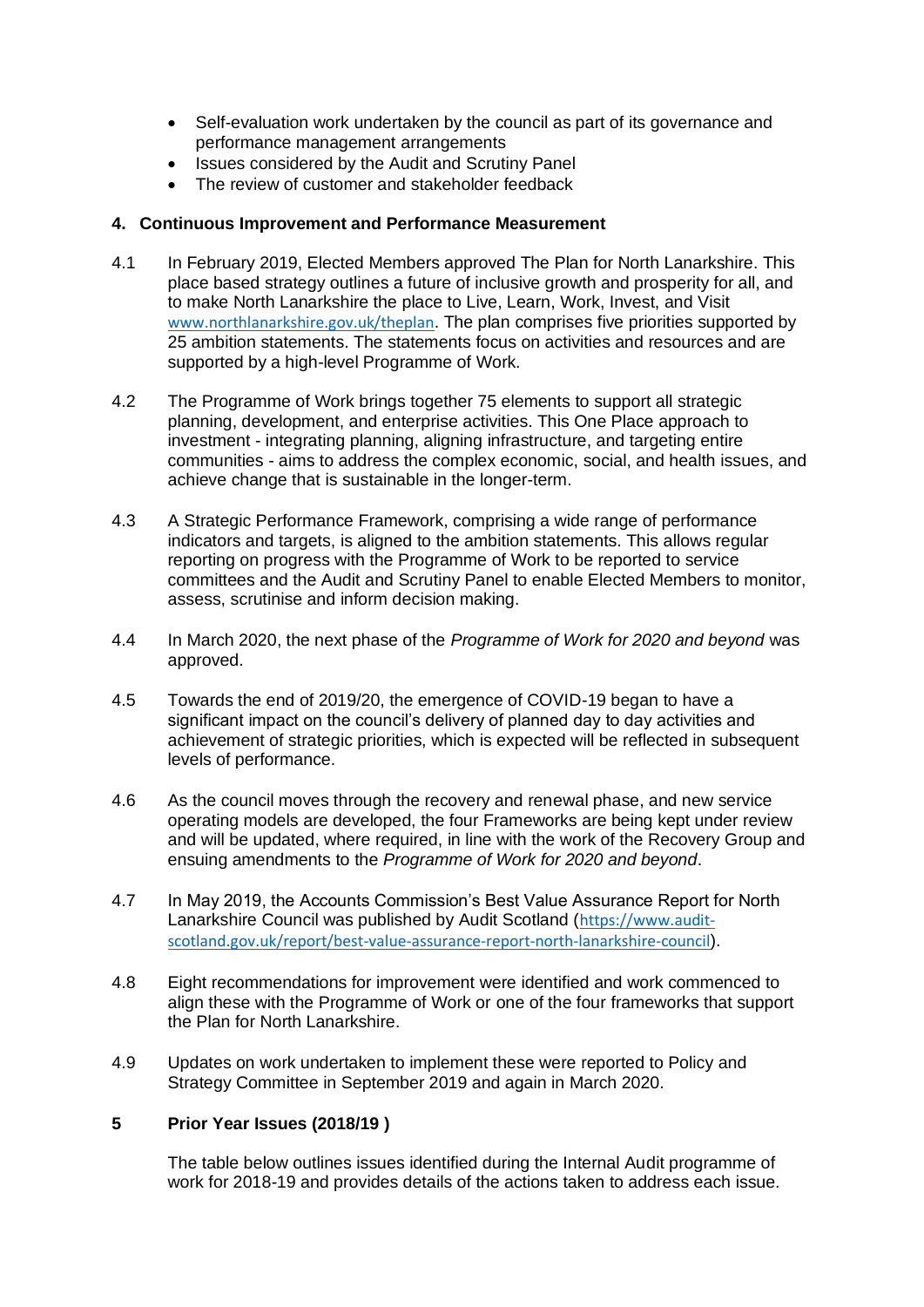- Self-evaluation work undertaken by the council as part of its governance and performance management arrangements
- Issues considered by the Audit and Scrutiny Panel
- The review of customer and stakeholder feedback

## 4. Continuous Improvement and Performance Measurement

4.1 In February 2019, Elected Members approved The Plan for North Lanarkshire. This place based strategy outlines a future of inclusive growth and prosperity for all, and to make North Lanarkshire the place to Live, Learn, Work, Invest, and Visit www.northlanarkshire.gov.uk/theplan. The plan comprises five priorities supported by 25 ambition statements. The statements focus on activities and resources and are supported by a high-level Programme of Work.

4.2 The Programme of Work brings together 75 elements to support all strategic planning, development, and enterprise activities. This One Place approach to investment - integrating planning, aligning infrastructure, and targeting entire communities - aims to address the complex economic, social, and health issues, and achieve change that is sustainable in the longer-term.

4.3 A Strategic Performance Framework, comprising a wide range of performance indicators and targets, is aligned to the ambition statements. This allows regular reporting on progress with the Programme of Work to be reported to service committees and the Audit and Scrutiny Panel to enable Elected Members to monitor, assess, scrutinise and inform decision making.

4.4 In March 2020, the next phase of the *Programme of Work for 2020 and beyond* was approved.

4.5 Towards the end of 2019/20, the emergence of COVID-19 began to have a significant impact on the council's delivery of planned day to day activities and achievement of strategic priorities, which is expected will be reflected in subsequent levels of performance.

4.6 As the council moves through the recovery and renewal phase, and new service operating models are developed, the four Frameworks are being kept under review and will be updated, where required, in line with the work of the Recovery Group and ensuing amendments to the *Programme of Work for 2020 and beyond*.

4.7 In May 2019, the Accounts Commission's Best Value Assurance Report for North Lanarkshire Council was published by Audit Scotland (https://www.audit-scotland.gov.uk/report/best-value-assurance-report-north-lanarkshire-council).

4.8 Eight recommendations for improvement were identified and work commenced to align these with the Programme of Work or one of the four frameworks that support the Plan for North Lanarkshire.

4.9 Updates on work undertaken to implement these were reported to Policy and Strategy Committee in September 2019 and again in March 2020.

## 5 Prior Year Issues (2018/19 )

The table below outlines issues identified during the Internal Audit programme of work for 2018-19 and provides details of the actions taken to address each issue.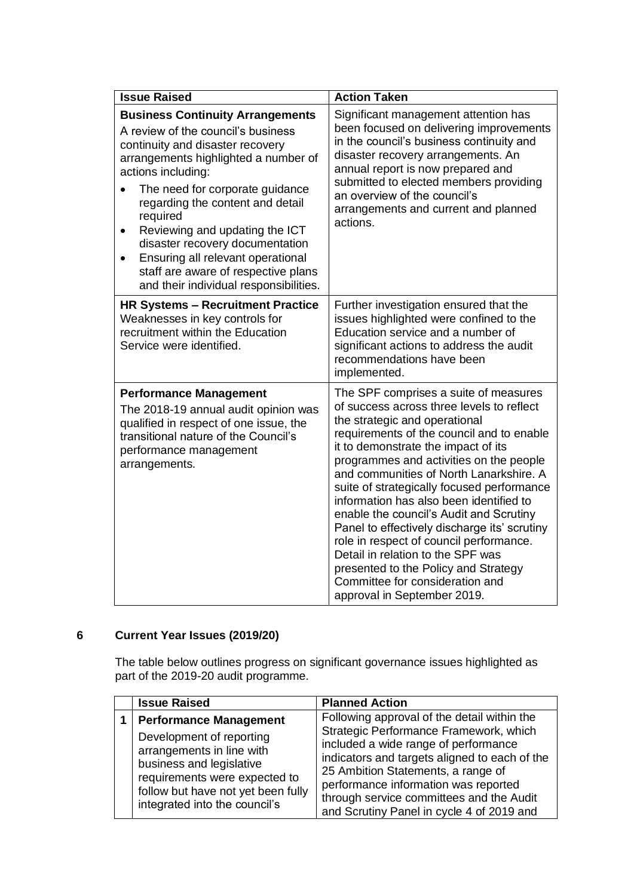| Issue Raised | Action Taken |
| --- | --- |
| **Business Continuity Arrangements**<br>A review of the council's business continuity and disaster recovery arrangements highlighted a number of actions including:<br>• The need for corporate guidance regarding the content and detail required<br>• Reviewing and updating the ICT disaster recovery documentation<br>• Ensuring all relevant operational staff are aware of respective plans and their individual responsibilities. | Significant management attention has been focused on delivering improvements in the council's business continuity and disaster recovery arrangements. An annual report is now prepared and submitted to elected members providing an overview of the council's arrangements and current and planned actions. |
| **HR Systems – Recruitment Practice**<br>Weaknesses in key controls for recruitment within the Education Service were identified. | Further investigation ensured that the issues highlighted were confined to the Education service and a number of significant actions to address the audit recommendations have been implemented. |
| **Performance Management**<br>The 2018-19 annual audit opinion was qualified in respect of one issue, the transitional nature of the Council's performance management arrangements. | The SPF comprises a suite of measures of success across three levels to reflect the strategic and operational requirements of the council and to enable it to demonstrate the impact of its programmes and activities on the people and communities of North Lanarkshire. A suite of strategically focused performance information has also been identified to enable the council's Audit and Scrutiny Panel to effectively discharge its' scrutiny role in respect of council performance. Detail in relation to the SPF was presented to the Policy and Strategy Committee for consideration and approval in September 2019. |

## 6 Current Year Issues (2019/20)

The table below outlines progress on significant governance issues highlighted as part of the 2019-20 audit programme.

| | Issue Raised | Planned Action |
| --- | --- | --- |
| 1 | **Performance Management**<br>Development of reporting arrangements in line with business and legislative requirements were expected to follow but have not yet been fully integrated into the council's | Following approval of the detail within the Strategic Performance Framework, which included a wide range of performance indicators and targets aligned to each of the 25 Ambition Statements, a range of performance information was reported through service committees and the Audit and Scrutiny Panel in cycle 4 of 2019 and |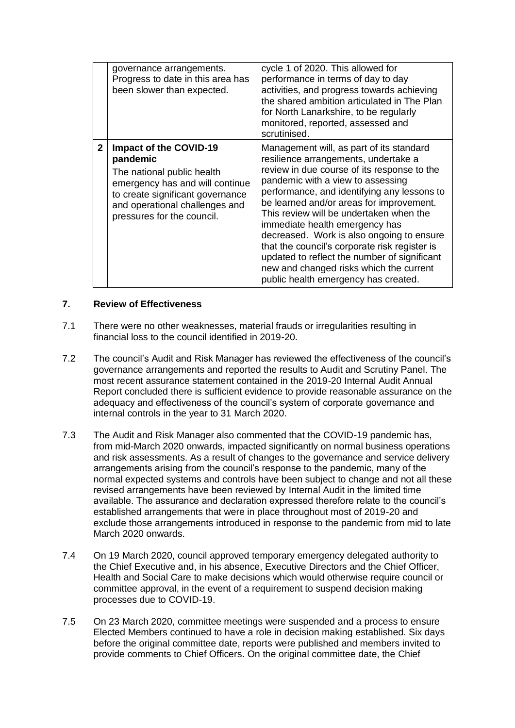| | | |
|---|---|---|
| | governance arrangements. Progress to date in this area has been slower than expected. | cycle 1 of 2020. This allowed for performance in terms of day to day activities, and progress towards achieving the shared ambition articulated in The Plan for North Lanarkshire, to be regularly monitored, reported, assessed and scrutinised. |
| **2** | **Impact of the COVID-19 pandemic** The national public health emergency has and will continue to create significant governance and operational challenges and pressures for the council. | Management will, as part of its standard resilience arrangements, undertake a review in due course of its response to the pandemic with a view to assessing performance, and identifying any lessons to be learned and/or areas for improvement. This review will be undertaken when the immediate health emergency has decreased. Work is also ongoing to ensure that the council's corporate risk register is updated to reflect the number of significant new and changed risks which the current public health emergency has created. |

## 7. Review of Effectiveness

7.1 There were no other weaknesses, material frauds or irregularities resulting in financial loss to the council identified in 2019-20.

7.2 The council's Audit and Risk Manager has reviewed the effectiveness of the council's governance arrangements and reported the results to Audit and Scrutiny Panel. The most recent assurance statement contained in the 2019-20 Internal Audit Annual Report concluded there is sufficient evidence to provide reasonable assurance on the adequacy and effectiveness of the council's system of corporate governance and internal controls in the year to 31 March 2020.

7.3 The Audit and Risk Manager also commented that the COVID-19 pandemic has, from mid-March 2020 onwards, impacted significantly on normal business operations and risk assessments. As a result of changes to the governance and service delivery arrangements arising from the council's response to the pandemic, many of the normal expected systems and controls have been subject to change and not all these revised arrangements have been reviewed by Internal Audit in the limited time available. The assurance and declaration expressed therefore relate to the council's established arrangements that were in place throughout most of 2019-20 and exclude those arrangements introduced in response to the pandemic from mid to late March 2020 onwards.

7.4 On 19 March 2020, council approved temporary emergency delegated authority to the Chief Executive and, in his absence, Executive Directors and the Chief Officer, Health and Social Care to make decisions which would otherwise require council or committee approval, in the event of a requirement to suspend decision making processes due to COVID-19.

7.5 On 23 March 2020, committee meetings were suspended and a process to ensure Elected Members continued to have a role in decision making established. Six days before the original committee date, reports were published and members invited to provide comments to Chief Officers. On the original committee date, the Chief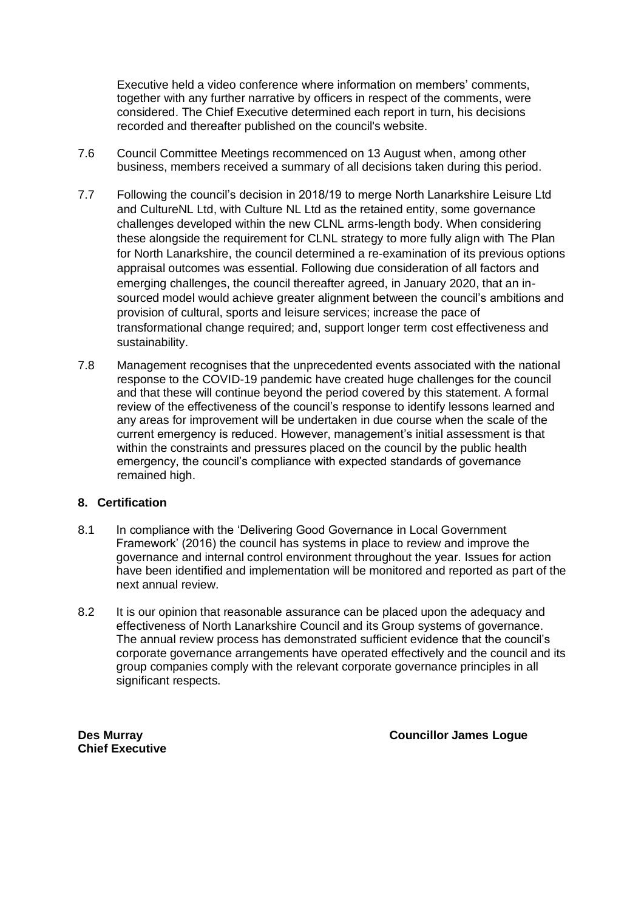Executive held a video conference where information on members' comments, together with any further narrative by officers in respect of the comments, were considered. The Chief Executive determined each report in turn, his decisions recorded and thereafter published on the council's website.

7.6 Council Committee Meetings recommenced on 13 August when, among other business, members received a summary of all decisions taken during this period.

7.7 Following the council's decision in 2018/19 to merge North Lanarkshire Leisure Ltd and CultureNL Ltd, with Culture NL Ltd as the retained entity, some governance challenges developed within the new CLNL arms-length body. When considering these alongside the requirement for CLNL strategy to more fully align with The Plan for North Lanarkshire, the council determined a re-examination of its previous options appraisal outcomes was essential. Following due consideration of all factors and emerging challenges, the council thereafter agreed, in January 2020, that an in-sourced model would achieve greater alignment between the council's ambitions and provision of cultural, sports and leisure services; increase the pace of transformational change required; and, support longer term cost effectiveness and sustainability.

7.8 Management recognises that the unprecedented events associated with the national response to the COVID-19 pandemic have created huge challenges for the council and that these will continue beyond the period covered by this statement. A formal review of the effectiveness of the council's response to identify lessons learned and any areas for improvement will be undertaken in due course when the scale of the current emergency is reduced. However, management's initial assessment is that within the constraints and pressures placed on the council by the public health emergency, the council's compliance with expected standards of governance remained high.

## 8. Certification

8.1 In compliance with the 'Delivering Good Governance in Local Government Framework' (2016) the council has systems in place to review and improve the governance and internal control environment throughout the year. Issues for action have been identified and implementation will be monitored and reported as part of the next annual review.

8.2 It is our opinion that reasonable assurance can be placed upon the adequacy and effectiveness of North Lanarkshire Council and its Group systems of governance. The annual review process has demonstrated sufficient evidence that the council's corporate governance arrangements have operated effectively and the council and its group companies comply with the relevant corporate governance principles in all significant respects.

**Des Murray**
**Chief Executive**

**Councillor James Logue**